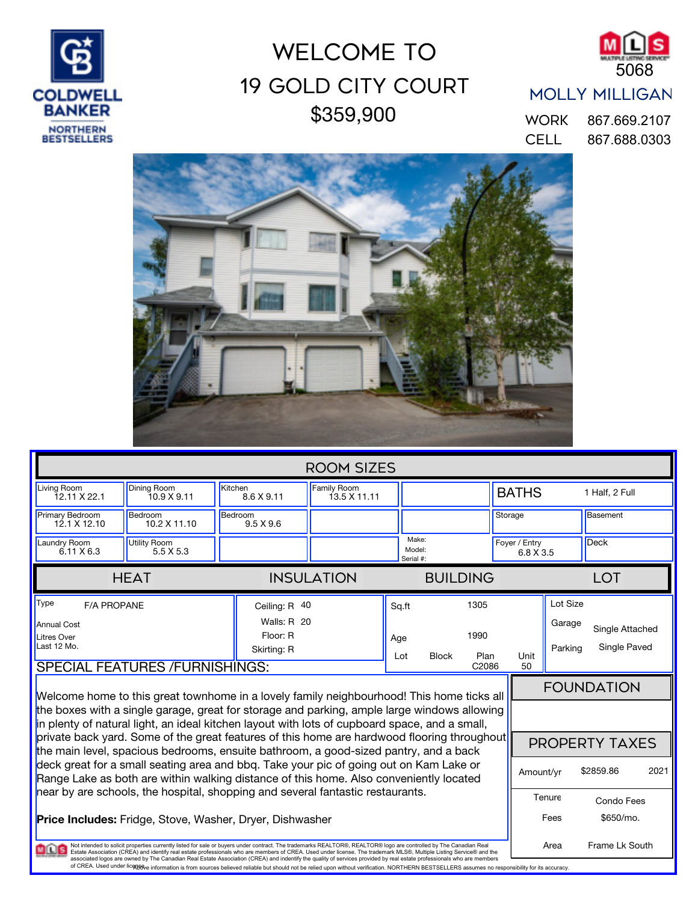COLDWELL BANKER NORTHERN BESTSELLERS

# WELCOME TO 19 GOLD CITY COURT $359,900

MLS 5068

## MOLLY MILLIGAN

WORK 867.669.2107
CELL 867.688.0303

## ROOM SIZES

| | | | | | | |
|---|---|---|---|---|---|---|
| Living Room 12.11 X 22.1 | Dining Room 10.9 X 9.11 | Kitchen 8.6 X 9.11 | Family Room 13.5 X 11.11 | | BATHS | 1 Half, 2 Full |
| Primary Bedroom 12.1 X 12.10 | Bedroom 10.2 X 11.10 | Bedroom 9.5 X 9.6 | | | Storage | Basement |
| Laundry Room 6.11 X 6.3 | Utility Room 5.5 X 5.3 | | | Make: Model: Serial #: | Foyer / Entry 6.8 X 3.5 | Deck |

| HEAT | INSULATION | BUILDING | LOT |
|---|---|---|---|
| Type: F/A PROPANE | Ceiling: R 40 | Sq.ft: 1305 | Lot Size |
| Annual Cost | Walls: R 20 | Age: 1990 | Garage: Single Attached |
| Litres Over Last 12 Mo. | Floor: R | Lot / Block / Plan C2086 / Unit 50 | Parking: Single Paved |
| | Skirting: R | | |

## SPECIAL FEATURES /FURNISHINGS:

Welcome home to this great townhome in a lovely family neighbourhood! This home ticks all the boxes with a single garage, great for storage and parking, ample large windows allowing in plenty of natural light, an ideal kitchen layout with lots of cupboard space, and a small, private back yard. Some of the great features of this home are hardwood flooring throughout the main level, spacious bedrooms, ensuite bathroom, a good-sized pantry, and a back deck great for a small seating area and bbq. Take your pic of going out on Kam Lake or Range Lake as both are within walking distance of this home. Also conveniently located near by are schools, the hospital, shopping and several fantastic restaurants.

**Price Includes:** Fridge, Stove, Washer, Dryer, Dishwasher

## FOUNDATION

## PROPERTY TAXES

| | | |
|---|---|---|
| Amount/yr | $2859.86 | 2021 |
| Tenure | Condo Fees | |
| Fees | $650/mo. | |
| Area | Frame Lk South | |

Not intended to solicit properties currently listed for sale or buyers under contract. The trademarks REALTOR®, REALTOR® logo are controlled by The Canadian Real Estate Association (CREA) and identify real estate professionals who are members of CREA. Used under license. The trademark MLS®, Multiple Listing Service® and the associated logos are owned by The Canadian Real Estate Association (CREA) and indentify the quality of services provided by real estate professionals who are members of CREA. Used under license. Above information is from sources believed reliable but should not be relied upon without verification. NORTHERN BESTSELLERS assumes no responsibility for its accuracy.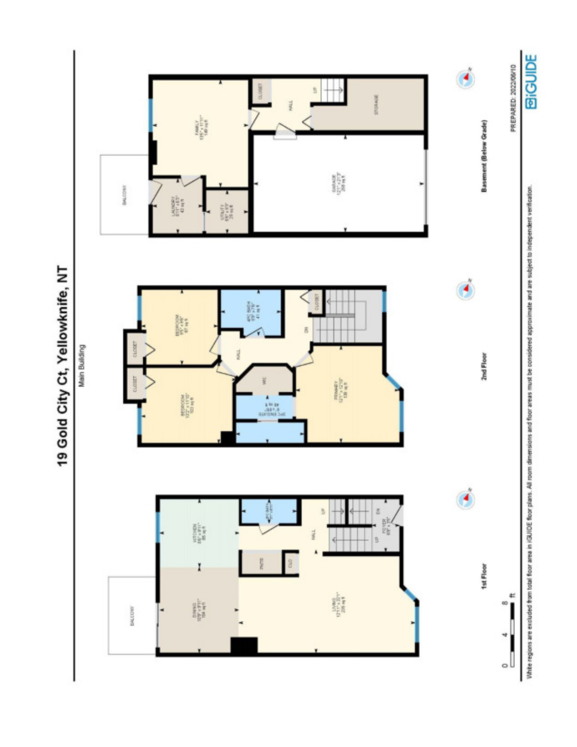# 19 Gold City Ct, Yellowknife, NT

Main Building

## 1st Floor

- BALCONY
- KITCHEN 8'6" x 9'11" 85 sq ft
- DINING 10'9" x 9'11" 104 sq ft
- LIVING 12'11" x 20'1" 226 sq ft
- PNTR
- CLO
- 2PC BATH
- HALL
- UP
- UP
- DN
- FOYER

## 2nd Floor

- BEDROOM 10'2" x 11'10" 103 sq ft
- BEDROOM 9'5" x 9'6" 87 sq ft
- CLOSET
- CLOSET
- 4PC BATH 5'9" x 7'6" 41 sq ft
- HALL
- W/C
- 3PC ENSUITE 48 sq ft
- PRIMARY 12'1" x 12'10" 139 sq ft
- DN
- CLOSET

## Basement (Below Grade)

- BALCONY
- FAMILY 13'5" x 11'11" 149 sq ft
- LAUNDRY 6'11" x 6'3" 43 sq ft
- UTILITY 4'6" x 6'3" 29 sq ft
- GARAGE 12'1" x 21'3" 269 sq ft
- CLOSET
- HALL
- UP
- STORAGE

0 4 8 ft

PREPARED: 2022/06/10

White regions are excluded from total floor area in iGUIDE floor plans. All room dimensions and floor areas must be considered approximate and are subject to independent verification.

iGUIDE